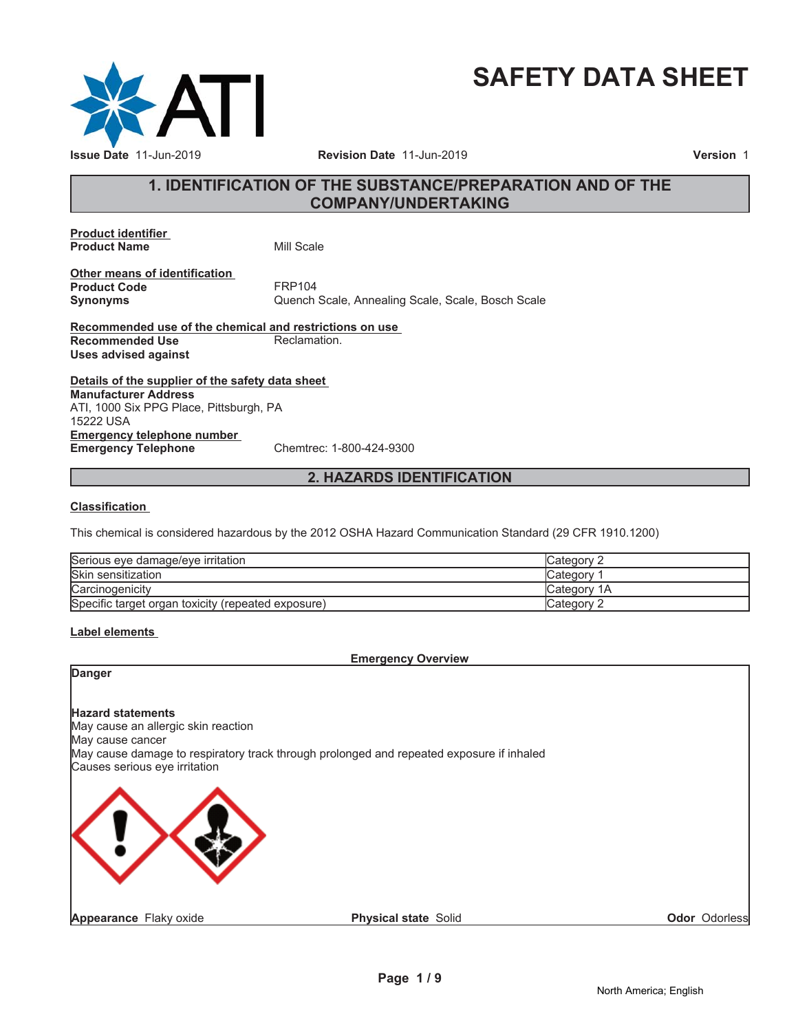# SAFETY DATA SHEET

**Issue Date** 11-Jun-2019 **Revision Date** 11-Jun-2019 **Version** 1

## 1. IDENTIFICATION OF THE SUBSTANCE/PREPARATION AND OF THE COMPANY/UNDERTAKING

**Product identifier**

**Product Name** Mill Scale

**Other means of identification**

**Product Code** FRP104

**Synonyms** Quench Scale, Annealing Scale, Scale, Bosch Scale

**Recommended use of the chemical and restrictions on use**

**Recommended Use** Reclamation.

**Uses advised against**

**Details of the supplier of the safety data sheet**

**Manufacturer Address**
ATI, 1000 Six PPG Place, Pittsburgh, PA
15222 USA

**Emergency telephone number**

**Emergency Telephone** Chemtrec: 1-800-424-9300

## 2. HAZARDS IDENTIFICATION

**Classification**

This chemical is considered hazardous by the 2012 OSHA Hazard Communication Standard (29 CFR 1910.1200)

| | |
|---|---|
| Serious eye damage/eye irritation | Category 2 |
| Skin sensitization | Category 1 |
| Carcinogenicity | Category 1A |
| Specific target organ toxicity (repeated exposure) | Category 2 |

**Label elements**

**Emergency Overview**

**Danger**

**Hazard statements**
May cause an allergic skin reaction
May cause cancer
May cause damage to respiratory track through prolonged and repeated exposure if inhaled
Causes serious eye irritation

**Appearance** Flaky oxide **Physical state** Solid **Odor** Odorless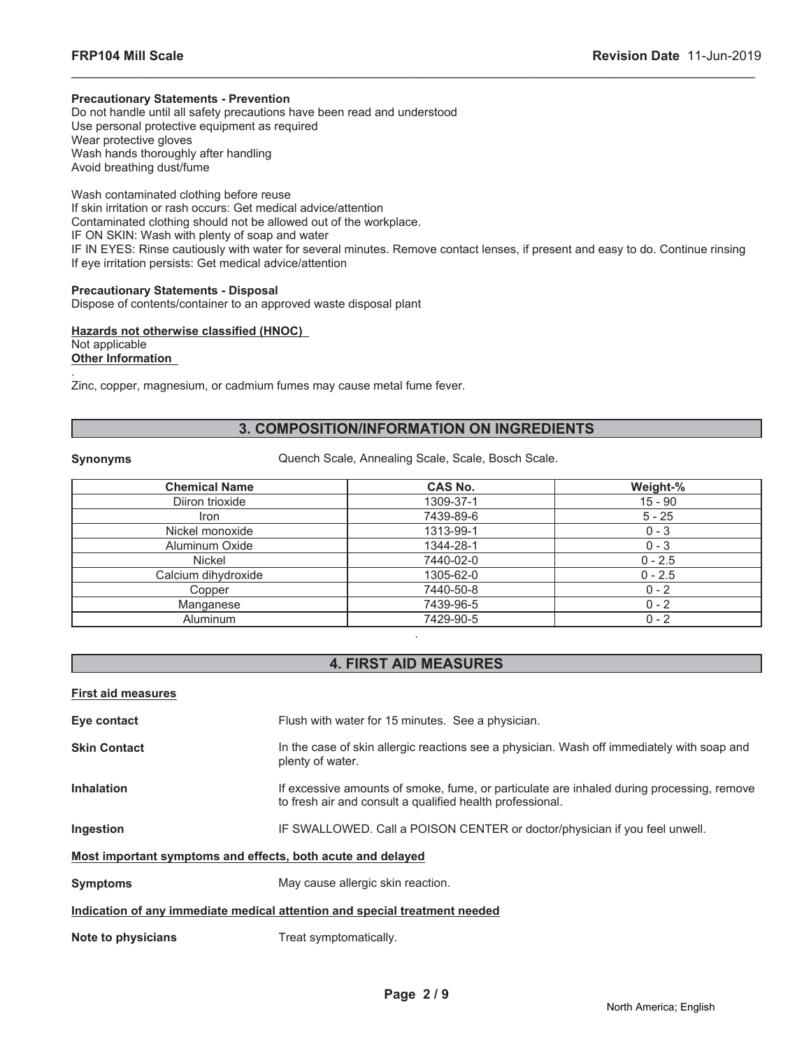**Precautionary Statements - Prevention**
Do not handle until all safety precautions have been read and understood
Use personal protective equipment as required
Wear protective gloves
Wash hands thoroughly after handling
Avoid breathing dust/fume

Wash contaminated clothing before reuse
If skin irritation or rash occurs: Get medical advice/attention
Contaminated clothing should not be allowed out of the workplace.
IF ON SKIN: Wash with plenty of soap and water
IF IN EYES: Rinse cautiously with water for several minutes. Remove contact lenses, if present and easy to do. Continue rinsing
If eye irritation persists: Get medical advice/attention

**Precautionary Statements - Disposal**
Dispose of contents/container to an approved waste disposal plant

**Hazards not otherwise classified (HNOC)**
Not applicable
**Other Information**
.
Zinc, copper, magnesium, or cadmium fumes may cause metal fume fever.

## 3. COMPOSITION/INFORMATION ON INGREDIENTS

**Synonyms** Quench Scale, Annealing Scale, Scale, Bosch Scale.

| Chemical Name | CAS No. | Weight-% |
|---|---|---|
| Diiron trioxide | 1309-37-1 | 15 - 90 |
| Iron | 7439-89-6 | 5 - 25 |
| Nickel monoxide | 1313-99-1 | 0 - 3 |
| Aluminum Oxide | 1344-28-1 | 0 - 3 |
| Nickel | 7440-02-0 | 0 - 2.5 |
| Calcium dihydroxide | 1305-62-0 | 0 - 2.5 |
| Copper | 7440-50-8 | 0 - 2 |
| Manganese | 7439-96-5 | 0 - 2 |
| Aluminum | 7429-90-5 | 0 - 2 |

.

## 4. FIRST AID MEASURES

**First aid measures**

**Eye contact** Flush with water for 15 minutes. See a physician.

**Skin Contact** In the case of skin allergic reactions see a physician. Wash off immediately with soap and plenty of water.

**Inhalation** If excessive amounts of smoke, fume, or particulate are inhaled during processing, remove to fresh air and consult a qualified health professional.

**Ingestion** IF SWALLOWED. Call a POISON CENTER or doctor/physician if you feel unwell.

**Most important symptoms and effects, both acute and delayed**

**Symptoms** May cause allergic skin reaction.

**Indication of any immediate medical attention and special treatment needed**

**Note to physicians** Treat symptomatically.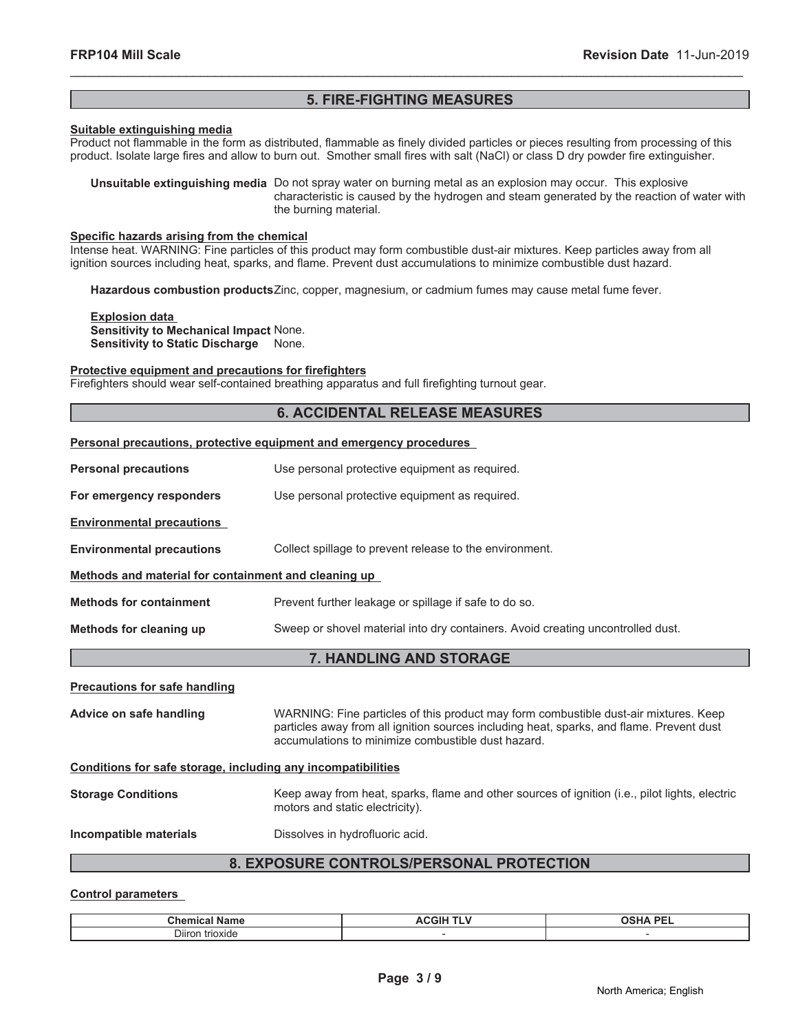## 5. FIRE-FIGHTING MEASURES

**Suitable extinguishing media**

Product not flammable in the form as distributed, flammable as finely divided particles or pieces resulting from processing of this product. Isolate large fires and allow to burn out. Smother small fires with salt (NaCl) or class D dry powder fire extinguisher.

**Unsuitable extinguishing media** Do not spray water on burning metal as an explosion may occur. This explosive characteristic is caused by the hydrogen and steam generated by the reaction of water with the burning material.

**Specific hazards arising from the chemical**

Intense heat. WARNING: Fine particles of this product may form combustible dust-air mixtures. Keep particles away from all ignition sources including heat, sparks, and flame. Prevent dust accumulations to minimize combustible dust hazard.

**Hazardous combustion products** Zinc, copper, magnesium, or cadmium fumes may cause metal fume fever.

**Explosion data**

**Sensitivity to Mechanical Impact** None.

**Sensitivity to Static Discharge** None.

**Protective equipment and precautions for firefighters**

Firefighters should wear self-contained breathing apparatus and full firefighting turnout gear.

## 6. ACCIDENTAL RELEASE MEASURES

**Personal precautions, protective equipment and emergency procedures**

**Personal precautions** Use personal protective equipment as required.

**For emergency responders** Use personal protective equipment as required.

**Environmental precautions**

**Environmental precautions** Collect spillage to prevent release to the environment.

**Methods and material for containment and cleaning up**

**Methods for containment** Prevent further leakage or spillage if safe to do so.

**Methods for cleaning up** Sweep or shovel material into dry containers. Avoid creating uncontrolled dust.

## 7. HANDLING AND STORAGE

**Precautions for safe handling**

**Advice on safe handling** WARNING: Fine particles of this product may form combustible dust-air mixtures. Keep particles away from all ignition sources including heat, sparks, and flame. Prevent dust accumulations to minimize combustible dust hazard.

**Conditions for safe storage, including any incompatibilities**

**Storage Conditions** Keep away from heat, sparks, flame and other sources of ignition (i.e., pilot lights, electric motors and static electricity).

**Incompatible materials** Dissolves in hydrofluoric acid.

## 8. EXPOSURE CONTROLS/PERSONAL PROTECTION

**Control parameters**

| Chemical Name | ACGIH TLV | OSHA PEL |
|---|---|---|
| Diiron trioxide | - | - |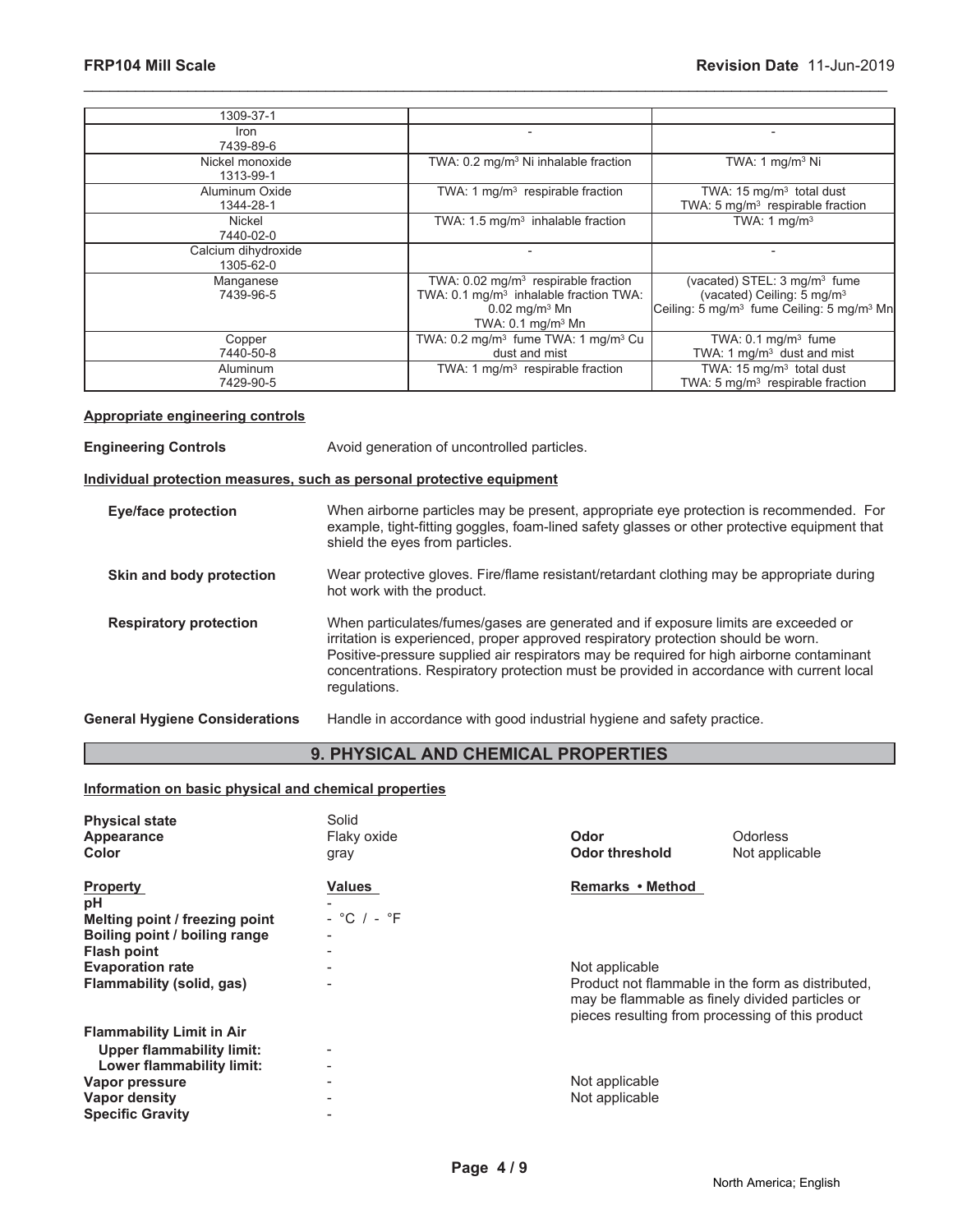| | | |
|---|---|---|
| 1309-37-1 | | |
| Iron<br>7439-89-6 | - | - |
| Nickel monoxide<br>1313-99-1 | TWA: 0.2 mg/m³ Ni inhalable fraction | TWA: 1 mg/m³ Ni |
| Aluminum Oxide<br>1344-28-1 | TWA: 1 mg/m³ respirable fraction | TWA: 15 mg/m³ total dust<br>TWA: 5 mg/m³ respirable fraction |
| Nickel<br>7440-02-0 | TWA: 1.5 mg/m³ inhalable fraction | TWA: 1 mg/m³ |
| Calcium dihydroxide<br>1305-62-0 | - | - |
| Manganese<br>7439-96-5 | TWA: 0.02 mg/m³ respirable fraction<br>TWA: 0.1 mg/m³ inhalable fraction TWA: 0.02 mg/m³ Mn<br>TWA: 0.1 mg/m³ Mn | (vacated) STEL: 3 mg/m³ fume<br>(vacated) Ceiling: 5 mg/m³<br>Ceiling: 5 mg/m³ fume Ceiling: 5 mg/m³ Mn |
| Copper<br>7440-50-8 | TWA: 0.2 mg/m³ fume TWA: 1 mg/m³ Cu dust and mist | TWA: 0.1 mg/m³ fume<br>TWA: 1 mg/m³ dust and mist |
| Aluminum<br>7429-90-5 | TWA: 1 mg/m³ respirable fraction | TWA: 15 mg/m³ total dust<br>TWA: 5 mg/m³ respirable fraction |

**Appropriate engineering controls**

**Engineering Controls** Avoid generation of uncontrolled particles.

**Individual protection measures, such as personal protective equipment**

**Eye/face protection** When airborne particles may be present, appropriate eye protection is recommended. For example, tight-fitting goggles, foam-lined safety glasses or other protective equipment that shield the eyes from particles.

**Skin and body protection** Wear protective gloves. Fire/flame resistant/retardant clothing may be appropriate during hot work with the product.

**Respiratory protection** When particulates/fumes/gases are generated and if exposure limits are exceeded or irritation is experienced, proper approved respiratory protection should be worn. Positive-pressure supplied air respirators may be required for high airborne contaminant concentrations. Respiratory protection must be provided in accordance with current local regulations.

**General Hygiene Considerations** Handle in accordance with good industrial hygiene and safety practice.

## 9. PHYSICAL AND CHEMICAL PROPERTIES

**Information on basic physical and chemical properties**

**Physical state** Solid
**Appearance** Flaky oxide
**Color** gray
**Odor** Odorless
**Odor threshold** Not applicable

| Property | Values | Remarks • Method |
|---|---|---|
| **pH** | - | |
| **Melting point / freezing point** | - °C / - °F | |
| **Boiling point / boiling range** | - | |
| **Flash point** | - | |
| **Evaporation rate** | - | Not applicable |
| **Flammability (solid, gas)** | - | Product not flammable in the form as distributed, may be flammable as finely divided particles or pieces resulting from processing of this product |
| **Flammability Limit in Air** | | |
| **Upper flammability limit:** | - | |
| **Lower flammability limit:** | - | |
| **Vapor pressure** | - | Not applicable |
| **Vapor density** | - | Not applicable |
| **Specific Gravity** | - | |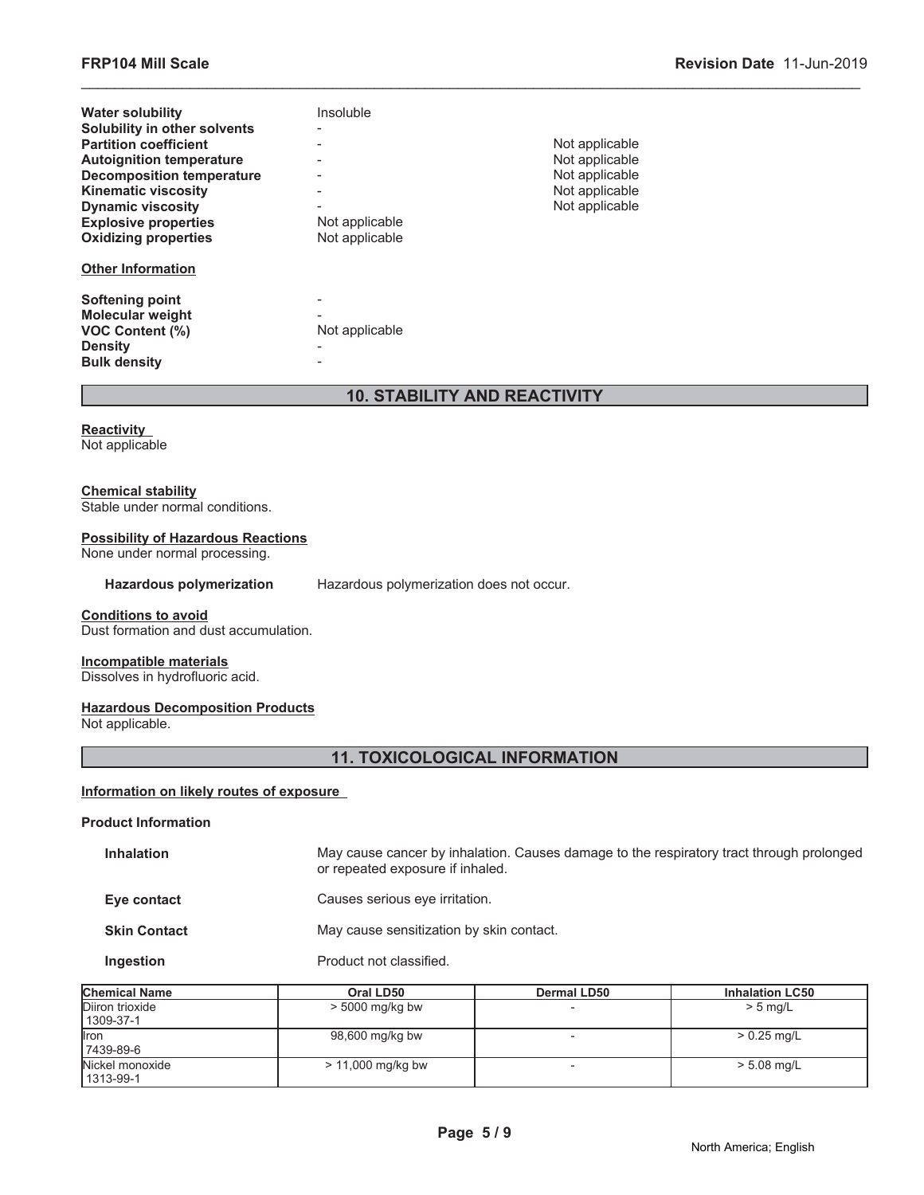| | | |
|---|---|---|
| **Water solubility** | Insoluble | |
| **Solubility in other solvents** | - | |
| **Partition coefficient** | - | Not applicable |
| **Autoignition temperature** | - | Not applicable |
| **Decomposition temperature** | - | Not applicable |
| **Kinematic viscosity** | - | Not applicable |
| **Dynamic viscosity** | - | Not applicable |
| **Explosive properties** | Not applicable | |
| **Oxidizing properties** | Not applicable | |

**Other Information**

| | |
|---|---|
| **Softening point** | - |
| **Molecular weight** | - |
| **VOC Content (%)** | Not applicable |
| **Density** | - |
| **Bulk density** | - |

## 10. STABILITY AND REACTIVITY

**Reactivity**
Not applicable

**Chemical stability**
Stable under normal conditions.

**Possibility of Hazardous Reactions**
None under normal processing.

**Hazardous polymerization** Hazardous polymerization does not occur.

**Conditions to avoid**
Dust formation and dust accumulation.

**Incompatible materials**
Dissolves in hydrofluoric acid.

**Hazardous Decomposition Products**
Not applicable.

## 11. TOXICOLOGICAL INFORMATION

**Information on likely routes of exposure**

**Product Information**

| | |
|---|---|
| **Inhalation** | May cause cancer by inhalation. Causes damage to the respiratory tract through prolonged or repeated exposure if inhaled. |
| **Eye contact** | Causes serious eye irritation. |
| **Skin Contact** | May cause sensitization by skin contact. |
| **Ingestion** | Product not classified. |

| Chemical Name | Oral LD50 | Dermal LD50 | Inhalation LC50 |
|---|---|---|---|
| Diiron trioxide 1309-37-1 | > 5000 mg/kg bw | - | > 5 mg/L |
| Iron 7439-89-6 | 98,600 mg/kg bw | - | > 0.25 mg/L |
| Nickel monoxide 1313-99-1 | > 11,000 mg/kg bw | - | > 5.08 mg/L |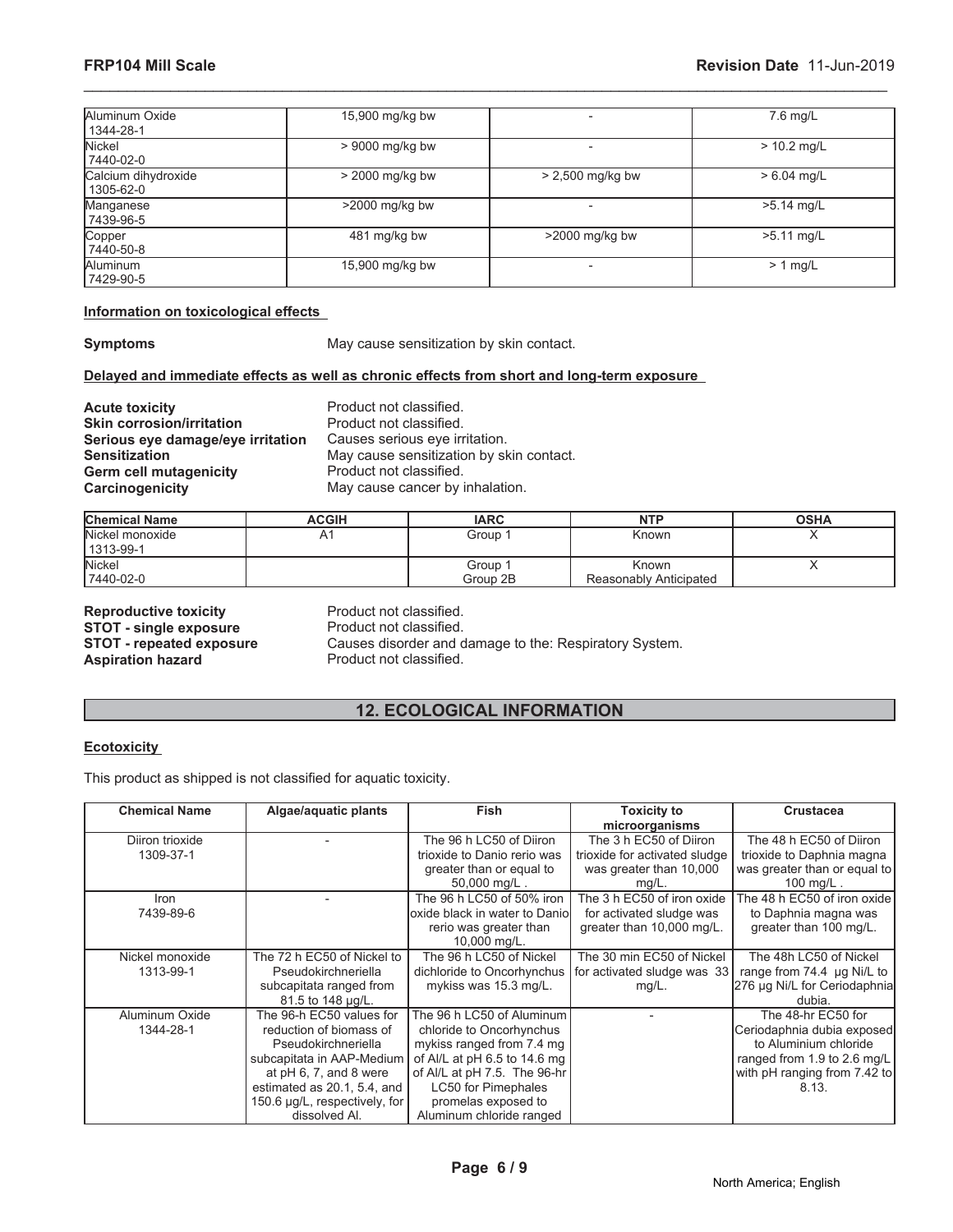| | | | |
|---|---|---|---|
| Aluminum Oxide<br>1344-28-1 | 15,900 mg/kg bw | - | 7.6 mg/L |
| Nickel<br>7440-02-0 | > 9000 mg/kg bw | - | > 10.2 mg/L |
| Calcium dihydroxide<br>1305-62-0 | > 2000 mg/kg bw | > 2,500 mg/kg bw | > 6.04 mg/L |
| Manganese<br>7439-96-5 | >2000 mg/kg bw | - | >5.14 mg/L |
| Copper<br>7440-50-8 | 481 mg/kg bw | >2000 mg/kg bw | >5.11 mg/L |
| Aluminum<br>7429-90-5 | 15,900 mg/kg bw | - | > 1 mg/L |

**Information on toxicological effects**

**Symptoms** May cause sensitization by skin contact.

**Delayed and immediate effects as well as chronic effects from short and long-term exposure**

**Acute toxicity** Product not classified.
**Skin corrosion/irritation** Product not classified.
**Serious eye damage/eye irritation** Causes serious eye irritation.
**Sensitization** May cause sensitization by skin contact.
**Germ cell mutagenicity** Product not classified.
**Carcinogenicity** May cause cancer by inhalation.

| Chemical Name | ACGIH | IARC | NTP | OSHA |
|---|---|---|---|---|
| Nickel monoxide<br>1313-99-1 | A1 | Group 1 | Known | X |
| Nickel<br>7440-02-0 | | Group 1<br>Group 2B | Known<br>Reasonably Anticipated | X |

**Reproductive toxicity** Product not classified.
**STOT - single exposure** Product not classified.
**STOT - repeated exposure** Causes disorder and damage to the: Respiratory System.
**Aspiration hazard** Product not classified.

## 12. ECOLOGICAL INFORMATION

**Ecotoxicity**

This product as shipped is not classified for aquatic toxicity.

| Chemical Name | Algae/aquatic plants | Fish | Toxicity to microorganisms | Crustacea |
|---|---|---|---|---|
| Diiron trioxide<br>1309-37-1 | - | The 96 h LC50 of Diiron trioxide to Danio rerio was greater than or equal to 50,000 mg/L . | The 3 h EC50 of Diiron trioxide for activated sludge was greater than 10,000 mg/L. | The 48 h EC50 of Diiron trioxide to Daphnia magna was greater than or equal to 100 mg/L . |
| Iron<br>7439-89-6 | - | The 96 h LC50 of 50% iron oxide black in water to Danio rerio was greater than 10,000 mg/L. | The 3 h EC50 of iron oxide for activated sludge was greater than 10,000 mg/L. | The 48 h EC50 of iron oxide to Daphnia magna was greater than 100 mg/L. |
| Nickel monoxide<br>1313-99-1 | The 72 h EC50 of Nickel to Pseudokirchneriella subcapitata ranged from 81.5 to 148 µg/L. | The 96 h LC50 of Nickel dichloride to Oncorhynchus mykiss was 15.3 mg/L. | The 30 min EC50 of Nickel for activated sludge was 33 mg/L. | The 48h LC50 of Nickel range from 74.4 µg Ni/L to 276 µg Ni/L for Ceriodaphnia dubia. |
| Aluminum Oxide<br>1344-28-1 | The 96-h EC50 values for reduction of biomass of Pseudokirchneriella subcapitata in AAP-Medium at pH 6, 7, and 8 were estimated as 20.1, 5.4, and 150.6 µg/L, respectively, for dissolved Al. | The 96 h LC50 of Aluminum chloride to Oncorhynchus mykiss ranged from 7.4 mg of Al/L at pH 6.5 to 14.6 mg of Al/L at pH 7.5. The 96-hr LC50 for Pimephales promelas exposed to Aluminum chloride ranged | - | The 48-hr EC50 for Ceriodaphnia dubia exposed to Aluminium chloride ranged from 1.9 to 2.6 mg/L with pH ranging from 7.42 to 8.13. |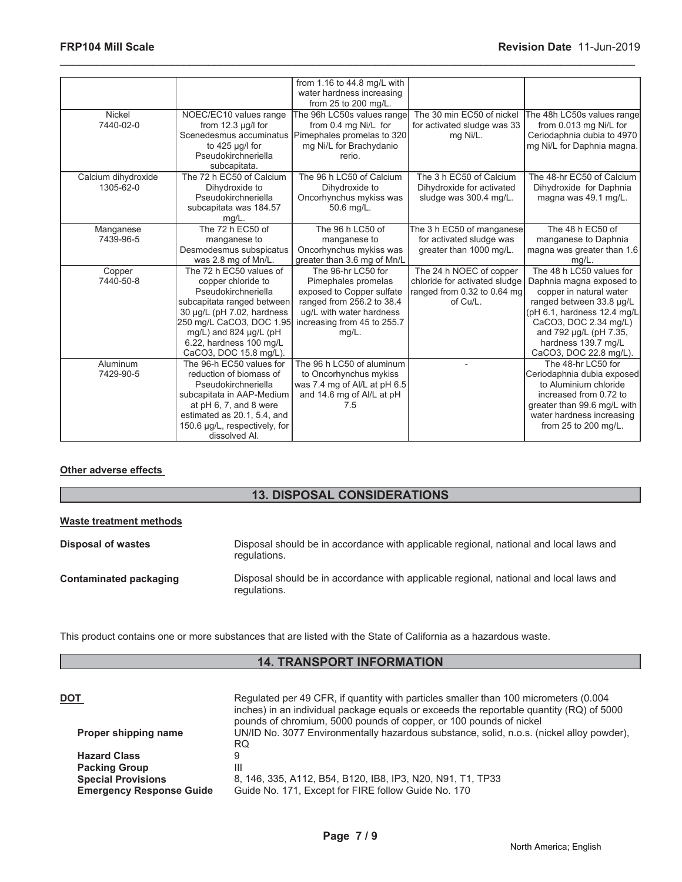| | | | | |
|---|---|---|---|---|
| | | from 1.16 to 44.8 mg/L with water hardness increasing from 25 to 200 mg/L. | | |
| Nickel 7440-02-0 | NOEC/EC10 values range from 12.3 µg/l for Scenedesmus accuminatus to 425 µg/l for Pseudokirchneriella subcapitata. | The 96h LC50s values range from 0.4 mg Ni/L for Pimephales promelas to 320 mg Ni/L for Brachydanio rerio. | The 30 min EC50 of nickel for activated sludge was 33 mg Ni/L. | The 48h LC50s values range from 0.013 mg Ni/L for Ceriodaphnia dubia to 4970 mg Ni/L for Daphnia magna. |
| Calcium dihydroxide 1305-62-0 | The 72 h EC50 of Calcium Dihydroxide to Pseudokirchneriella subcapitata was 184.57 mg/L. | The 96 h LC50 of Calcium Dihydroxide to Oncorhynchus mykiss was 50.6 mg/L. | The 3 h EC50 of Calcium Dihydroxide for activated sludge was 300.4 mg/L. | The 48-hr EC50 of Calcium Dihydroxide for Daphnia magna was 49.1 mg/L. |
| Manganese 7439-96-5 | The 72 h EC50 of manganese to Desmodesmus subspicatus was 2.8 mg of Mn/L. | The 96 h LC50 of manganese to Oncorhynchus mykiss was greater than 3.6 mg of Mn/L | The 3 h EC50 of manganese for activated sludge was greater than 1000 mg/L. | The 48 h EC50 of manganese to Daphnia magna was greater than 1.6 mg/L. |
| Copper 7440-50-8 | The 72 h EC50 values of copper chloride to Pseudokirchneriella subcapitata ranged between 30 µg/L (pH 7.02, hardness 250 mg/L CaCO3, DOC 1.95 mg/L) and 824 µg/L (pH 6.22, hardness 100 mg/L CaCO3, DOC 15.8 mg/L). | The 96-hr LC50 for Pimephales promelas exposed to Copper sulfate ranged from 256.2 to 38.4 ug/L with water hardness increasing from 45 to 255.7 mg/L. | The 24 h NOEC of copper chloride for activated sludge ranged from 0.32 to 0.64 mg of Cu/L. | The 48 h LC50 values for Daphnia magna exposed to copper in natural water ranged between 33.8 µg/L (pH 6.1, hardness 12.4 mg/L CaCO3, DOC 2.34 mg/L) and 792 µg/L (pH 7.35, hardness 139.7 mg/L CaCO3, DOC 22.8 mg/L). |
| Aluminum 7429-90-5 | The 96-h EC50 values for reduction of biomass of Pseudokirchneriella subcapitata in AAP-Medium at pH 6, 7, and 8 were estimated as 20.1, 5.4, and 150.6 µg/L, respectively, for dissolved Al. | The 96 h LC50 of aluminum to Oncorhynchus mykiss was 7.4 mg of Al/L at pH 6.5 and 14.6 mg of Al/L at pH 7.5 | - | The 48-hr LC50 for Ceriodaphnia dubia exposed to Aluminium chloride increased from 0.72 to greater than 99.6 mg/L with water hardness increasing from 25 to 200 mg/L. |

**Other adverse effects**

## 13. DISPOSAL CONSIDERATIONS

**Waste treatment methods**

**Disposal of wastes** Disposal should be in accordance with applicable regional, national and local laws and regulations.

**Contaminated packaging** Disposal should be in accordance with applicable regional, national and local laws and regulations.

This product contains one or more substances that are listed with the State of California as a hazardous waste.

## 14. TRANSPORT INFORMATION

**DOT** Regulated per 49 CFR, if quantity with particles smaller than 100 micrometers (0.004 inches) in an individual package equals or exceeds the reportable quantity (RQ) of 5000 pounds of chromium, 5000 pounds of copper, or 100 pounds of nickel

**Proper shipping name** UN/ID No. 3077 Environmentally hazardous substance, solid, n.o.s. (nickel alloy powder), RQ

**Hazard Class** 9

**Packing Group** III

**Special Provisions** 8, 146, 335, A112, B54, B120, IB8, IP3, N20, N91, T1, TP33

**Emergency Response Guide** Guide No. 171, Except for FIRE follow Guide No. 170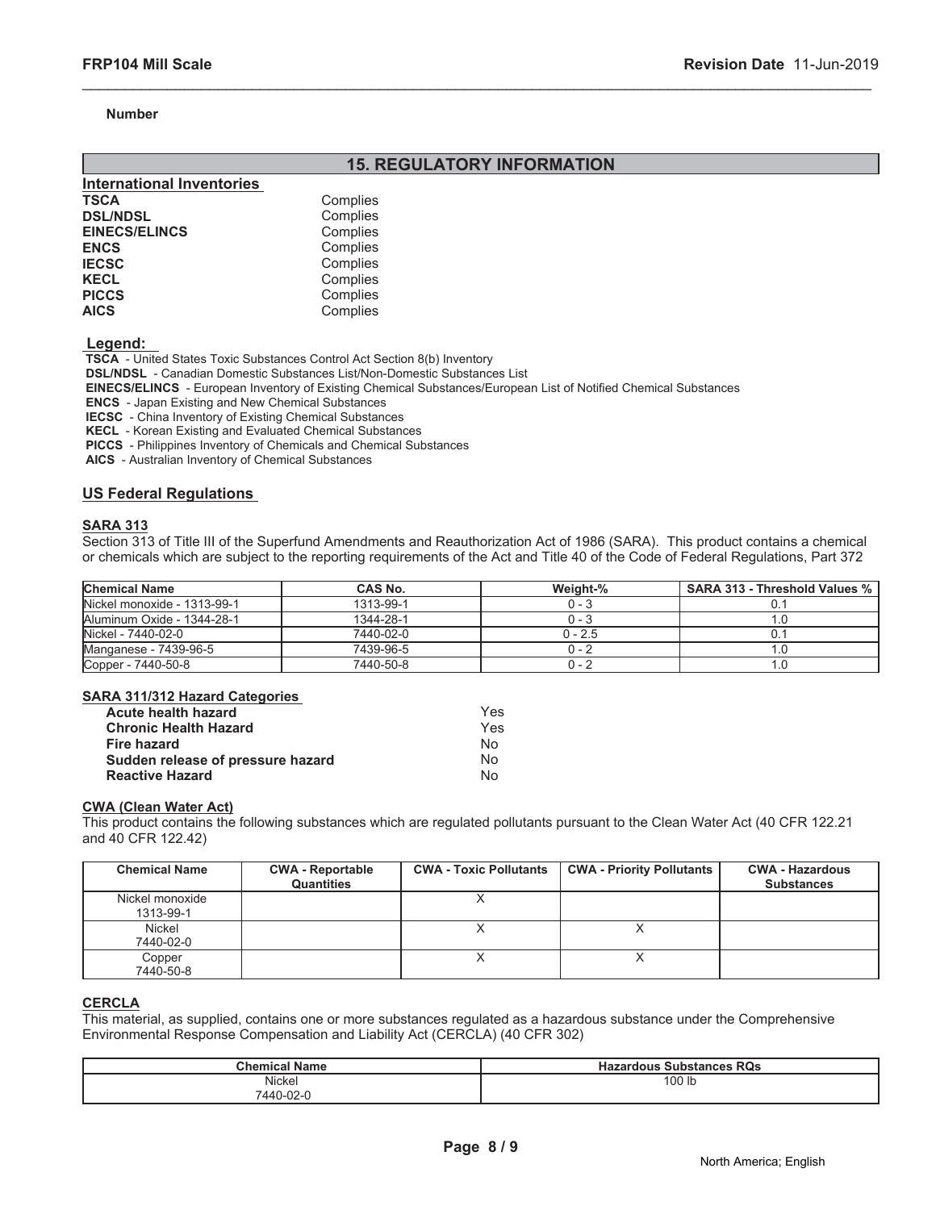**Number**

## 15. REGULATORY INFORMATION

**International Inventories**

| | |
|---|---|
| **TSCA** | Complies |
| **DSL/NDSL** | Complies |
| **EINECS/ELINCS** | Complies |
| **ENCS** | Complies |
| **IECSC** | Complies |
| **KECL** | Complies |
| **PICCS** | Complies |
| **AICS** | Complies |

**Legend:**

**TSCA** - United States Toxic Substances Control Act Section 8(b) Inventory
**DSL/NDSL** - Canadian Domestic Substances List/Non-Domestic Substances List
**EINECS/ELINCS** - European Inventory of Existing Chemical Substances/European List of Notified Chemical Substances
**ENCS** - Japan Existing and New Chemical Substances
**IECSC** - China Inventory of Existing Chemical Substances
**KECL** - Korean Existing and Evaluated Chemical Substances
**PICCS** - Philippines Inventory of Chemicals and Chemical Substances
**AICS** - Australian Inventory of Chemical Substances

### US Federal Regulations

**SARA 313**

Section 313 of Title III of the Superfund Amendments and Reauthorization Act of 1986 (SARA). This product contains a chemical or chemicals which are subject to the reporting requirements of the Act and Title 40 of the Code of Federal Regulations, Part 372

| Chemical Name | CAS No. | Weight-% | SARA 313 - Threshold Values % |
|---|---|---|---|
| Nickel monoxide - 1313-99-1 | 1313-99-1 | 0 - 3 | 0.1 |
| Aluminum Oxide - 1344-28-1 | 1344-28-1 | 0 - 3 | 1.0 |
| Nickel - 7440-02-0 | 7440-02-0 | 0 - 2.5 | 0.1 |
| Manganese - 7439-96-5 | 7439-96-5 | 0 - 2 | 1.0 |
| Copper - 7440-50-8 | 7440-50-8 | 0 - 2 | 1.0 |

**SARA 311/312 Hazard Categories**

| | |
|---|---|
| **Acute health hazard** | Yes |
| **Chronic Health Hazard** | Yes |
| **Fire hazard** | No |
| **Sudden release of pressure hazard** | No |
| **Reactive Hazard** | No |

**CWA (Clean Water Act)**

This product contains the following substances which are regulated pollutants pursuant to the Clean Water Act (40 CFR 122.21 and 40 CFR 122.42)

| Chemical Name | CWA - Reportable Quantities | CWA - Toxic Pollutants | CWA - Priority Pollutants | CWA - Hazardous Substances |
|---|---|---|---|---|
| Nickel monoxide 1313-99-1 | | X | | |
| Nickel 7440-02-0 | | X | X | |
| Copper 7440-50-8 | | X | X | |

**CERCLA**

This material, as supplied, contains one or more substances regulated as a hazardous substance under the Comprehensive Environmental Response Compensation and Liability Act (CERCLA) (40 CFR 302)

| Chemical Name | Hazardous Substances RQs |
|---|---|
| Nickel 7440-02-0 | 100 lb |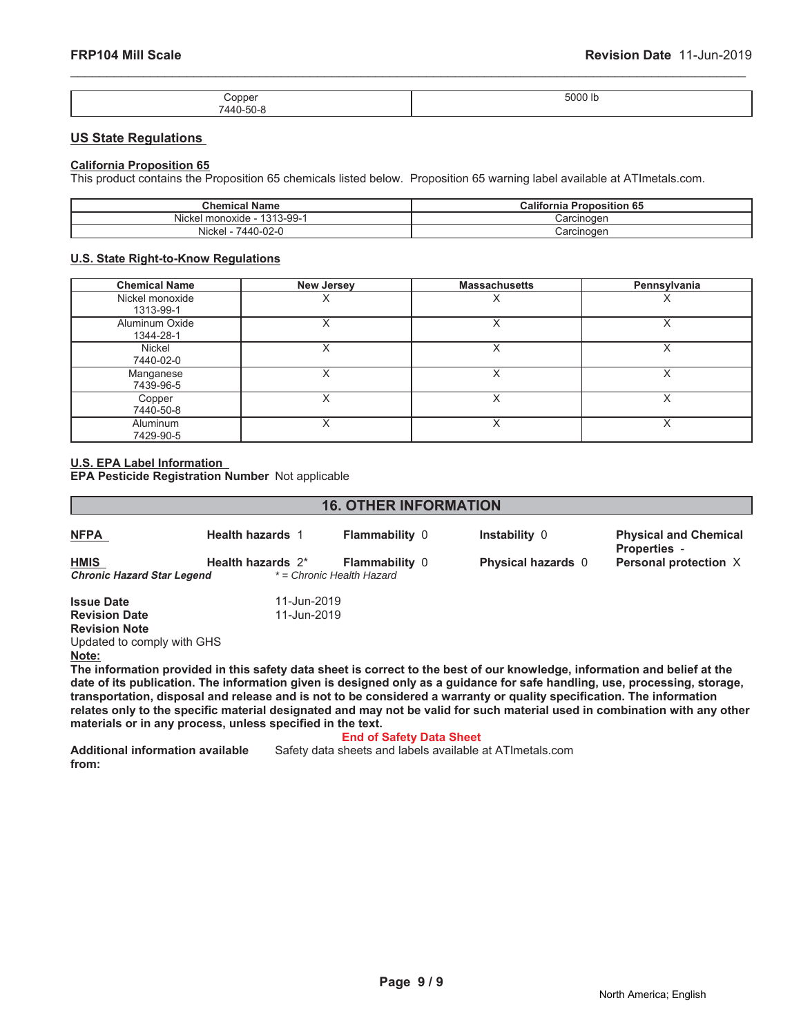| | |
|---|---|
| Copper<br>7440-50-8 | 5000 lb |

## US State Regulations

### California Proposition 65

This product contains the Proposition 65 chemicals listed below. Proposition 65 warning label available at ATImetals.com.

| Chemical Name | California Proposition 65 |
|---|---|
| Nickel monoxide - 1313-99-1 | Carcinogen |
| Nickel - 7440-02-0 | Carcinogen |

### U.S. State Right-to-Know Regulations

| Chemical Name | New Jersey | Massachusetts | Pennsylvania |
|---|---|---|---|
| Nickel monoxide<br>1313-99-1 | X | X | X |
| Aluminum Oxide<br>1344-28-1 | X | X | X |
| Nickel<br>7440-02-0 | X | X | X |
| Manganese<br>7439-96-5 | X | X | X |
| Copper<br>7440-50-8 | X | X | X |
| Aluminum<br>7429-90-5 | X | X | X |

### U.S. EPA Label Information

**EPA Pesticide Registration Number** Not applicable

## 16. OTHER INFORMATION

| | | | | |
|---|---|---|---|---|
| **NFPA** | **Health hazards** 1 | **Flammability** 0 | **Instability** 0 | **Physical and Chemical Properties** - |
| **HMIS** | **Health hazards** 2* | **Flammability** 0 | **Physical hazards** 0 | **Personal protection** X |

***Chronic Hazard Star Legend*** *\* = Chronic Health Hazard*

**Issue Date** 11-Jun-2019

**Revision Date** 11-Jun-2019

**Revision Note**

Updated to comply with GHS

**Note:**

**The information provided in this safety data sheet is correct to the best of our knowledge, information and belief at the date of its publication. The information given is designed only as a guidance for safe handling, use, processing, storage, transportation, disposal and release and is not to be considered a warranty or quality specification. The information relates only to the specific material designated and may not be valid for such material used in combination with any other materials or in any process, unless specified in the text.**

**End of Safety Data Sheet**

**Additional information available from:** Safety data sheets and labels available at ATImetals.com

North America; English